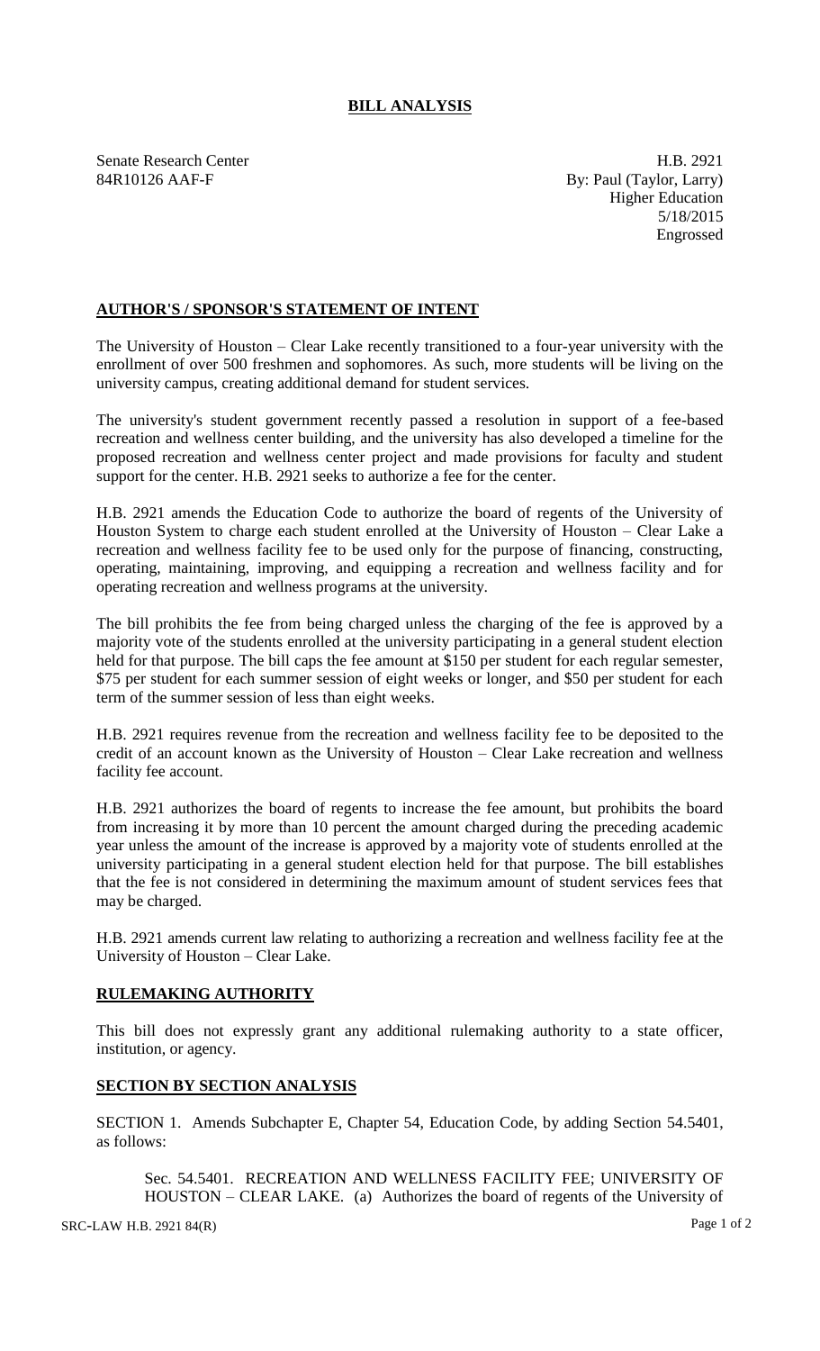# BILL ANALYSIS

Senate Research Center
84R10126 AAF-F

H.B. 2921
By: Paul (Taylor, Larry)
Higher Education
5/18/2015
Engrossed

## AUTHOR'S / SPONSOR'S STATEMENT OF INTENT

The University of Houston – Clear Lake recently transitioned to a four-year university with the enrollment of over 500 freshmen and sophomores. As such, more students will be living on the university campus, creating additional demand for student services.

The university's student government recently passed a resolution in support of a fee-based recreation and wellness center building, and the university has also developed a timeline for the proposed recreation and wellness center project and made provisions for faculty and student support for the center. H.B. 2921 seeks to authorize a fee for the center.

H.B. 2921 amends the Education Code to authorize the board of regents of the University of Houston System to charge each student enrolled at the University of Houston – Clear Lake a recreation and wellness facility fee to be used only for the purpose of financing, constructing, operating, maintaining, improving, and equipping a recreation and wellness facility and for operating recreation and wellness programs at the university.

The bill prohibits the fee from being charged unless the charging of the fee is approved by a majority vote of the students enrolled at the university participating in a general student election held for that purpose. The bill caps the fee amount at $150 per student for each regular semester, $75 per student for each summer session of eight weeks or longer, and $50 per student for each term of the summer session of less than eight weeks.

H.B. 2921 requires revenue from the recreation and wellness facility fee to be deposited to the credit of an account known as the University of Houston – Clear Lake recreation and wellness facility fee account.

H.B. 2921 authorizes the board of regents to increase the fee amount, but prohibits the board from increasing it by more than 10 percent the amount charged during the preceding academic year unless the amount of the increase is approved by a majority vote of students enrolled at the university participating in a general student election held for that purpose. The bill establishes that the fee is not considered in determining the maximum amount of student services fees that may be charged.

H.B. 2921 amends current law relating to authorizing a recreation and wellness facility fee at the University of Houston – Clear Lake.

## RULEMAKING AUTHORITY

This bill does not expressly grant any additional rulemaking authority to a state officer, institution, or agency.

## SECTION BY SECTION ANALYSIS

SECTION 1. Amends Subchapter E, Chapter 54, Education Code, by adding Section 54.5401, as follows:

Sec. 54.5401. RECREATION AND WELLNESS FACILITY FEE; UNIVERSITY OF HOUSTON – CLEAR LAKE. (a) Authorizes the board of regents of the University of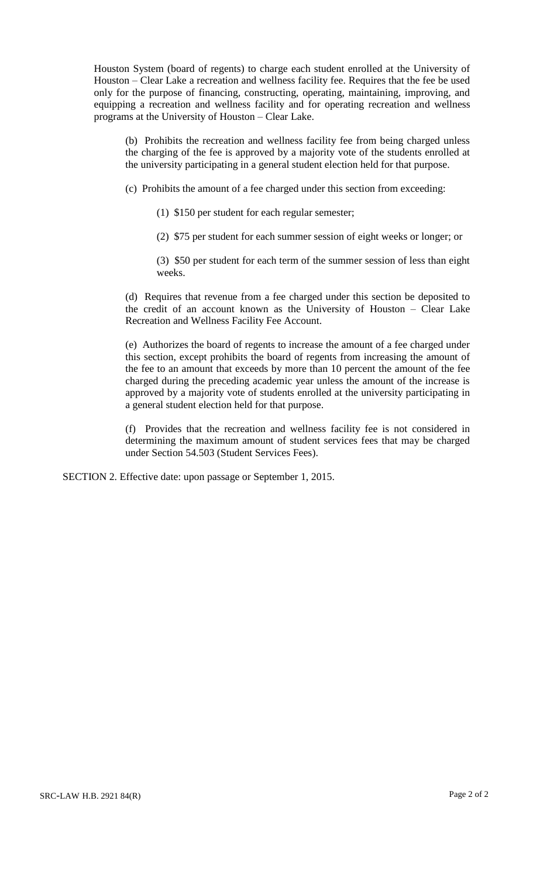Houston System (board of regents) to charge each student enrolled at the University of Houston – Clear Lake a recreation and wellness facility fee. Requires that the fee be used only for the purpose of financing, constructing, operating, maintaining, improving, and equipping a recreation and wellness facility and for operating recreation and wellness programs at the University of Houston – Clear Lake.

(b) Prohibits the recreation and wellness facility fee from being charged unless the charging of the fee is approved by a majority vote of the students enrolled at the university participating in a general student election held for that purpose.

(c) Prohibits the amount of a fee charged under this section from exceeding:

(1) $150 per student for each regular semester;

(2) $75 per student for each summer session of eight weeks or longer; or

(3) $50 per student for each term of the summer session of less than eight weeks.

(d) Requires that revenue from a fee charged under this section be deposited to the credit of an account known as the University of Houston – Clear Lake Recreation and Wellness Facility Fee Account.

(e) Authorizes the board of regents to increase the amount of a fee charged under this section, except prohibits the board of regents from increasing the amount of the fee to an amount that exceeds by more than 10 percent the amount of the fee charged during the preceding academic year unless the amount of the increase is approved by a majority vote of students enrolled at the university participating in a general student election held for that purpose.

(f) Provides that the recreation and wellness facility fee is not considered in determining the maximum amount of student services fees that may be charged under Section 54.503 (Student Services Fees).

SECTION 2. Effective date: upon passage or September 1, 2015.